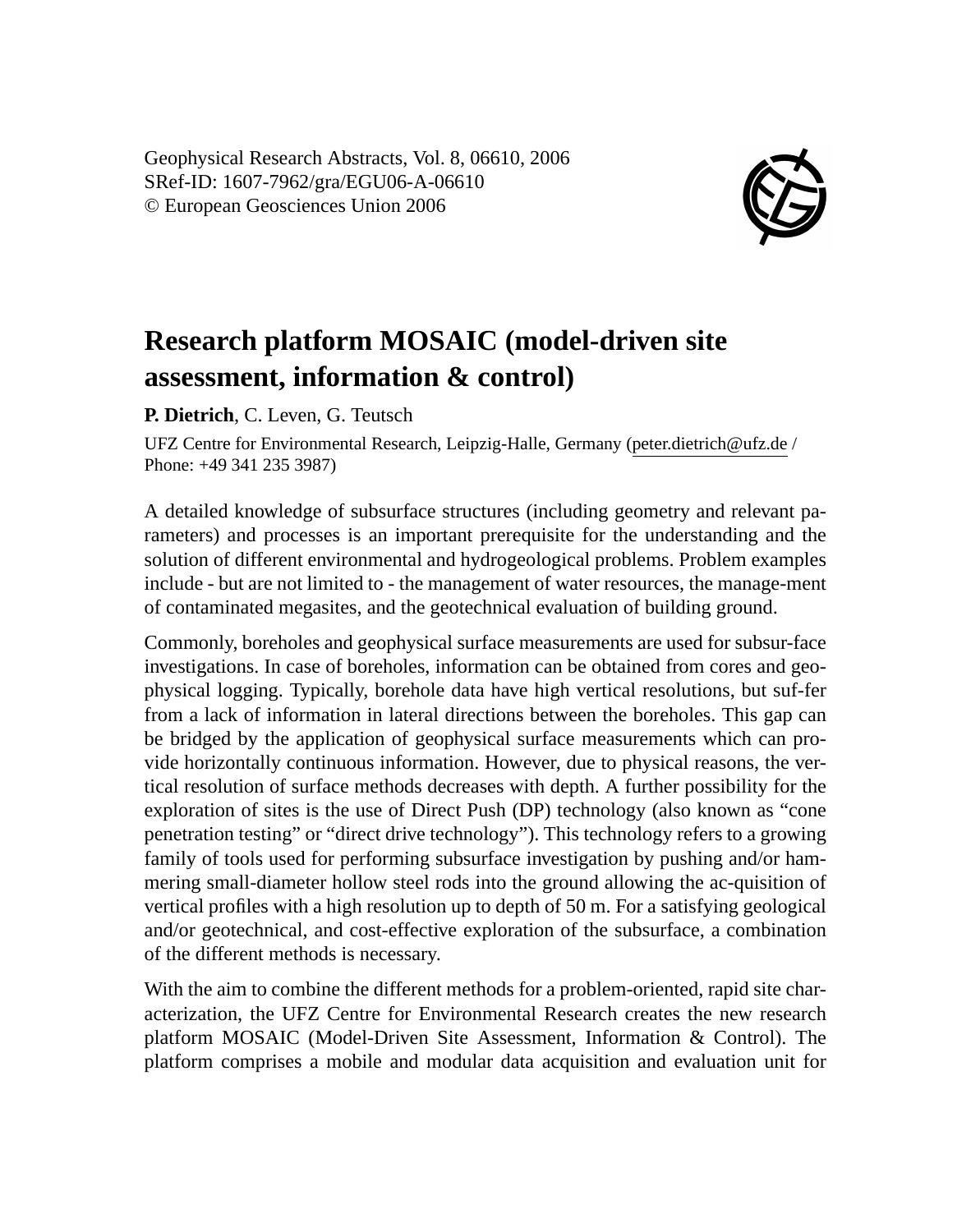Geophysical Research Abstracts, Vol. 8, 06610, 2006
SRef-ID: 1607-7962/gra/EGU06-A-06610
© European Geosciences Union 2006

# Research platform MOSAIC (model-driven site assessment, information & control)

**P. Dietrich**, C. Leven, G. Teutsch

UFZ Centre for Environmental Research, Leipzig-Halle, Germany (peter.dietrich@ufz.de / Phone: +49 341 235 3987)

A detailed knowledge of subsurface structures (including geometry and relevant parameters) and processes is an important prerequisite for the understanding and the solution of different environmental and hydrogeological problems. Problem examples include - but are not limited to - the management of water resources, the manage-ment of contaminated megasites, and the geotechnical evaluation of building ground.

Commonly, boreholes and geophysical surface measurements are used for subsur-face investigations. In case of boreholes, information can be obtained from cores and geophysical logging. Typically, borehole data have high vertical resolutions, but suf-fer from a lack of information in lateral directions between the boreholes. This gap can be bridged by the application of geophysical surface measurements which can provide horizontally continuous information. However, due to physical reasons, the vertical resolution of surface methods decreases with depth. A further possibility for the exploration of sites is the use of Direct Push (DP) technology (also known as "cone penetration testing" or "direct drive technology"). This technology refers to a growing family of tools used for performing subsurface investigation by pushing and/or hammering small-diameter hollow steel rods into the ground allowing the ac-quisition of vertical profiles with a high resolution up to depth of 50 m. For a satisfying geological and/or geotechnical, and cost-effective exploration of the subsurface, a combination of the different methods is necessary.

With the aim to combine the different methods for a problem-oriented, rapid site characterization, the UFZ Centre for Environmental Research creates the new research platform MOSAIC (Model-Driven Site Assessment, Information & Control). The platform comprises a mobile and modular data acquisition and evaluation unit for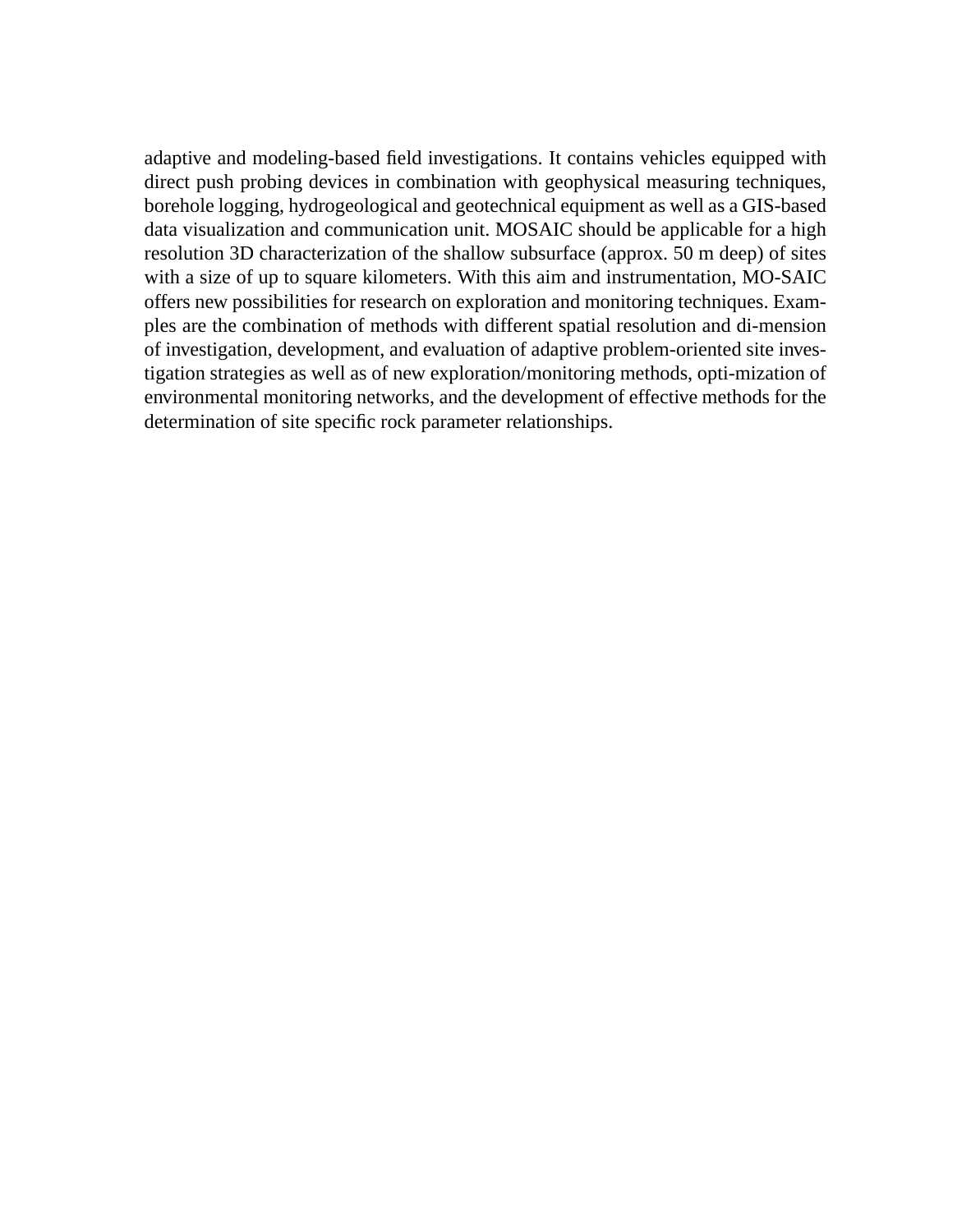adaptive and modeling-based field investigations. It contains vehicles equipped with direct push probing devices in combination with geophysical measuring techniques, borehole logging, hydrogeological and geotechnical equipment as well as a GIS-based data visualization and communication unit. MOSAIC should be applicable for a high resolution 3D characterization of the shallow subsurface (approx. 50 m deep) of sites with a size of up to square kilometers. With this aim and instrumentation, MO-SAIC offers new possibilities for research on exploration and monitoring techniques. Examples are the combination of methods with different spatial resolution and di-mension of investigation, development, and evaluation of adaptive problem-oriented site investigation strategies as well as of new exploration/monitoring methods, opti-mization of environmental monitoring networks, and the development of effective methods for the determination of site specific rock parameter relationships.